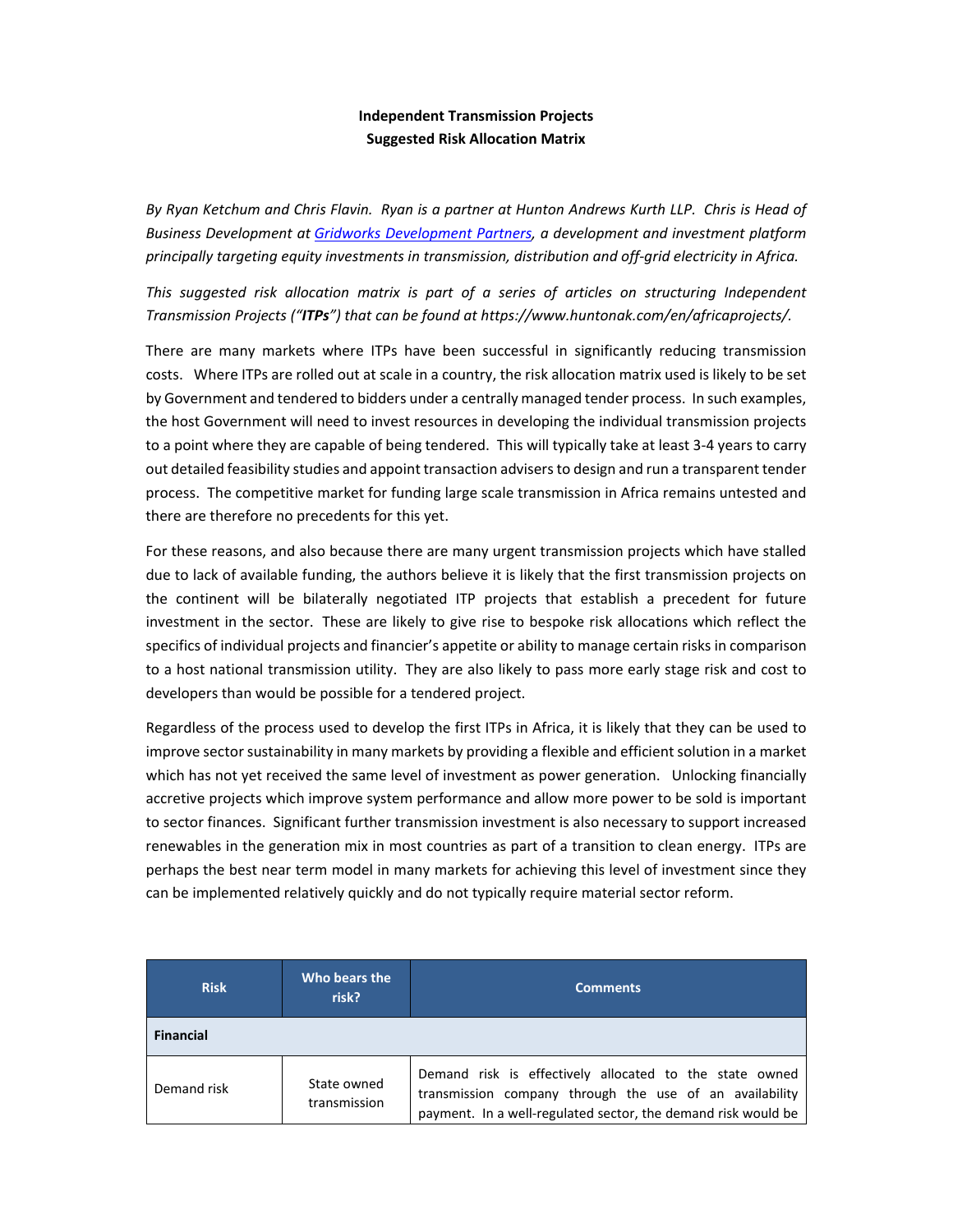**Independent Transmission Projects**
**Suggested Risk Allocation Matrix**

*By Ryan Ketchum and Chris Flavin. Ryan is a partner at Hunton Andrews Kurth LLP. Chris is Head of Business Development at [Gridworks Development Partners](), a development and investment platform principally targeting equity investments in transmission, distribution and off-grid electricity in Africa.*

*This suggested risk allocation matrix is part of a series of articles on structuring Independent Transmission Projects ("**ITPs**") that can be found at https://www.huntonak.com/en/africaprojects/.*

There are many markets where ITPs have been successful in significantly reducing transmission costs. Where ITPs are rolled out at scale in a country, the risk allocation matrix used is likely to be set by Government and tendered to bidders under a centrally managed tender process. In such examples, the host Government will need to invest resources in developing the individual transmission projects to a point where they are capable of being tendered. This will typically take at least 3-4 years to carry out detailed feasibility studies and appoint transaction advisers to design and run a transparent tender process. The competitive market for funding large scale transmission in Africa remains untested and there are therefore no precedents for this yet.

For these reasons, and also because there are many urgent transmission projects which have stalled due to lack of available funding, the authors believe it is likely that the first transmission projects on the continent will be bilaterally negotiated ITP projects that establish a precedent for future investment in the sector. These are likely to give rise to bespoke risk allocations which reflect the specifics of individual projects and financier's appetite or ability to manage certain risks in comparison to a host national transmission utility. They are also likely to pass more early stage risk and cost to developers than would be possible for a tendered project.

Regardless of the process used to develop the first ITPs in Africa, it is likely that they can be used to improve sector sustainability in many markets by providing a flexible and efficient solution in a market which has not yet received the same level of investment as power generation. Unlocking financially accretive projects which improve system performance and allow more power to be sold is important to sector finances. Significant further transmission investment is also necessary to support increased renewables in the generation mix in most countries as part of a transition to clean energy. ITPs are perhaps the best near term model in many markets for achieving this level of investment since they can be implemented relatively quickly and do not typically require material sector reform.

| Risk | Who bears the risk? | Comments |
|---|---|---|
| **Financial** | | |
| Demand risk | State owned transmission | Demand risk is effectively allocated to the state owned transmission company through the use of an availability payment. In a well-regulated sector, the demand risk would be |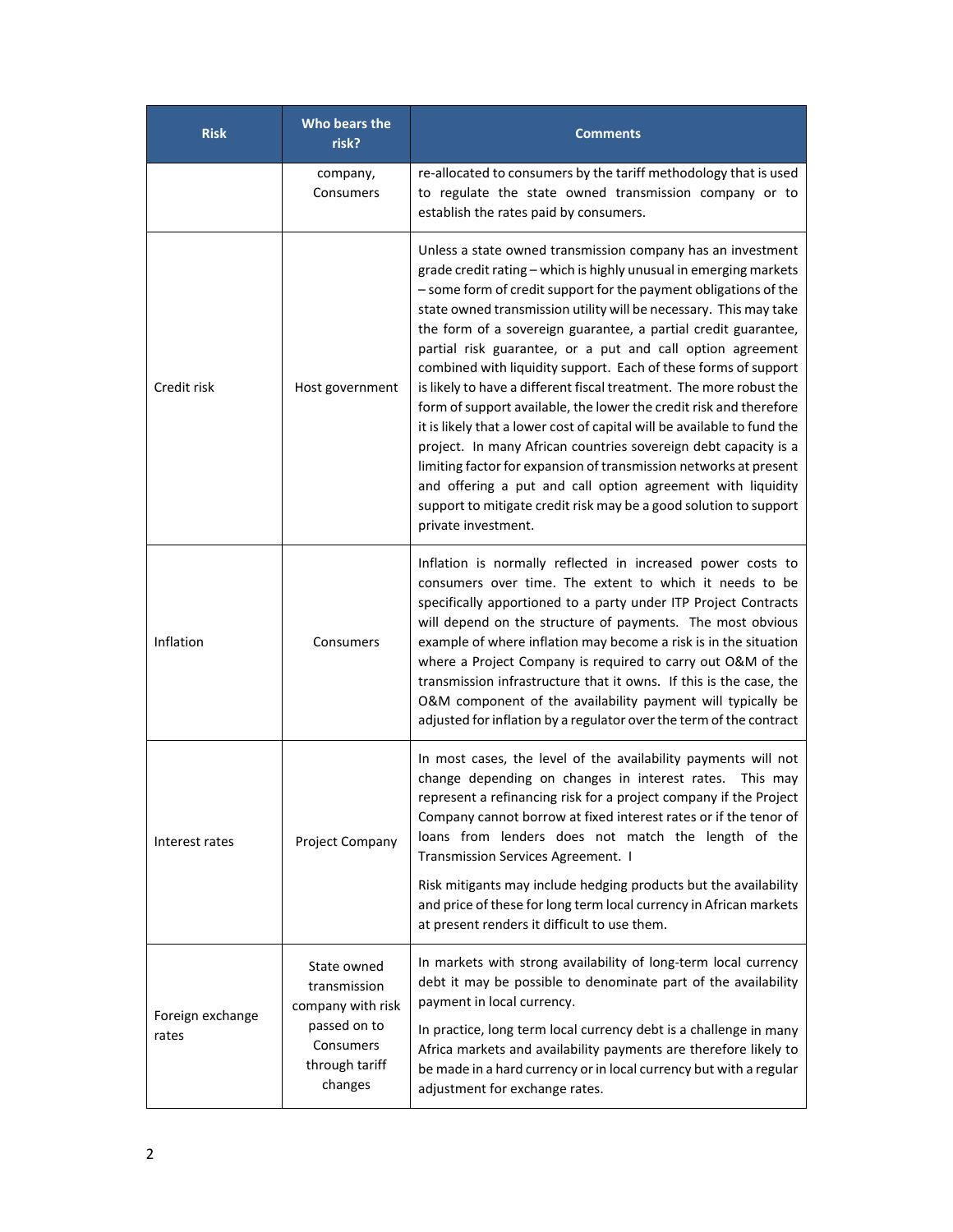| Risk | Who bears the risk? | Comments |
|---|---|---|
| | company, Consumers | re-allocated to consumers by the tariff methodology that is used to regulate the state owned transmission company or to establish the rates paid by consumers. |
| Credit risk | Host government | Unless a state owned transmission company has an investment grade credit rating – which is highly unusual in emerging markets – some form of credit support for the payment obligations of the state owned transmission utility will be necessary. This may take the form of a sovereign guarantee, a partial credit guarantee, partial risk guarantee, or a put and call option agreement combined with liquidity support. Each of these forms of support is likely to have a different fiscal treatment. The more robust the form of support available, the lower the credit risk and therefore it is likely that a lower cost of capital will be available to fund the project. In many African countries sovereign debt capacity is a limiting factor for expansion of transmission networks at present and offering a put and call option agreement with liquidity support to mitigate credit risk may be a good solution to support private investment. |
| Inflation | Consumers | Inflation is normally reflected in increased power costs to consumers over time. The extent to which it needs to be specifically apportioned to a party under ITP Project Contracts will depend on the structure of payments. The most obvious example of where inflation may become a risk is in the situation where a Project Company is required to carry out O&M of the transmission infrastructure that it owns. If this is the case, the O&M component of the availability payment will typically be adjusted for inflation by a regulator over the term of the contract |
| Interest rates | Project Company | In most cases, the level of the availability payments will not change depending on changes in interest rates. This may represent a refinancing risk for a project company if the Project Company cannot borrow at fixed interest rates or if the tenor of loans from lenders does not match the length of the Transmission Services Agreement. I<br><br>Risk mitigants may include hedging products but the availability and price of these for long term local currency in African markets at present renders it difficult to use them. |
| Foreign exchange rates | State owned transmission company with risk passed on to Consumers through tariff changes | In markets with strong availability of long-term local currency debt it may be possible to denominate part of the availability payment in local currency.<br><br>In practice, long term local currency debt is a challenge in many Africa markets and availability payments are therefore likely to be made in a hard currency or in local currency but with a regular adjustment for exchange rates. |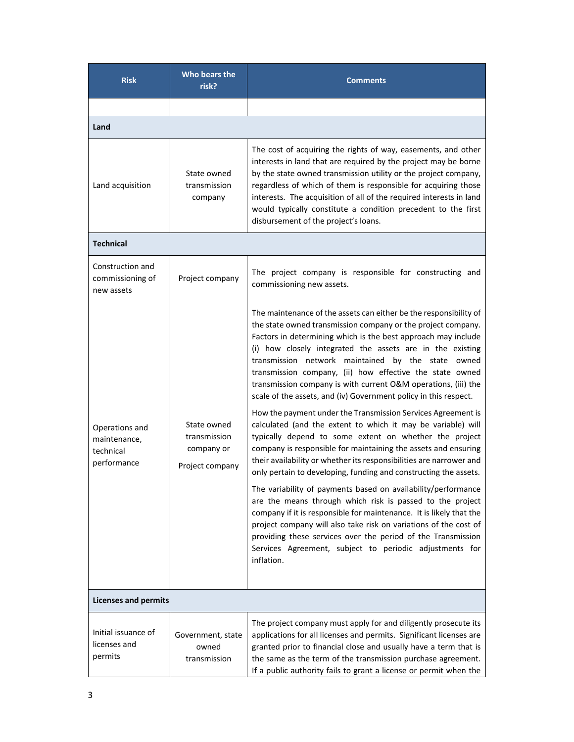| Risk | Who bears the risk? | Comments |
|---|---|---|
| | | |
| **Land** | | |
| Land acquisition | State owned transmission company | The cost of acquiring the rights of way, easements, and other interests in land that are required by the project may be borne by the state owned transmission utility or the project company, regardless of which of them is responsible for acquiring those interests. The acquisition of all of the required interests in land would typically constitute a condition precedent to the first disbursement of the project's loans. |
| **Technical** | | |
| Construction and commissioning of new assets | Project company | The project company is responsible for constructing and commissioning new assets. |
| Operations and maintenance, technical performance | State owned transmission company or<br><br>Project company | The maintenance of the assets can either be the responsibility of the state owned transmission company or the project company. Factors in determining which is the best approach may include (i) how closely integrated the assets are in the existing transmission network maintained by the state owned transmission company, (ii) how effective the state owned transmission company is with current O&M operations, (iii) the scale of the assets, and (iv) Government policy in this respect.<br><br>How the payment under the Transmission Services Agreement is calculated (and the extent to which it may be variable) will typically depend to some extent on whether the project company is responsible for maintaining the assets and ensuring their availability or whether its responsibilities are narrower and only pertain to developing, funding and constructing the assets.<br><br>The variability of payments based on availability/performance are the means through which risk is passed to the project company if it is responsible for maintenance. It is likely that the project company will also take risk on variations of the cost of providing these services over the period of the Transmission Services Agreement, subject to periodic adjustments for inflation. |
| **Licenses and permits** | | |
| Initial issuance of licenses and permits | Government, state owned transmission | The project company must apply for and diligently prosecute its applications for all licenses and permits. Significant licenses are granted prior to financial close and usually have a term that is the same as the term of the transmission purchase agreement. If a public authority fails to grant a license or permit when the |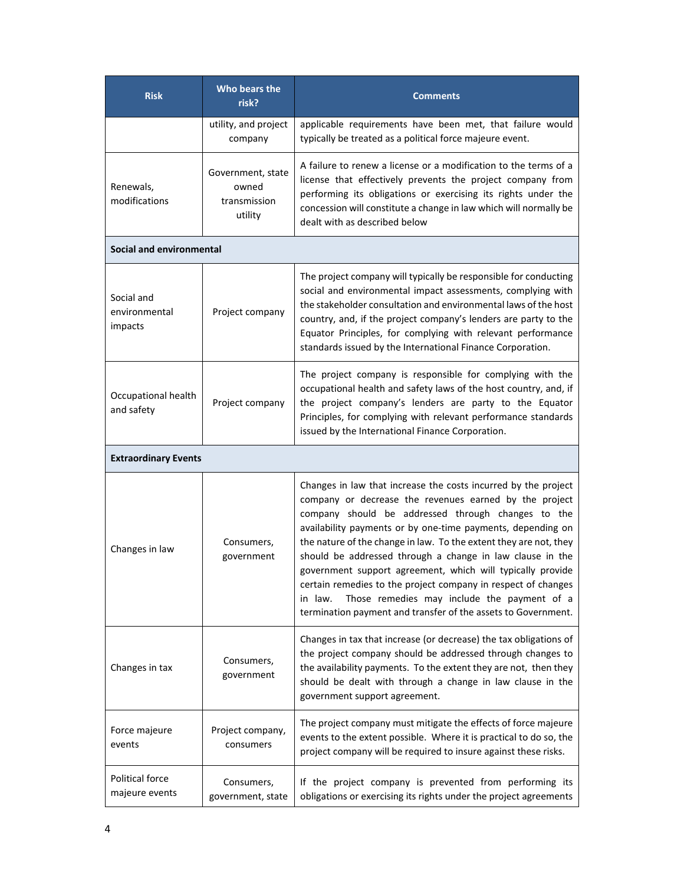| Risk | Who bears the risk? | Comments |
|---|---|---|
| | utility, and project company | applicable requirements have been met, that failure would typically be treated as a political force majeure event. |
| Renewals, modifications | Government, state owned transmission utility | A failure to renew a license or a modification to the terms of a license that effectively prevents the project company from performing its obligations or exercising its rights under the concession will constitute a change in law which will normally be dealt with as described below |
| **Social and environmental** | | |
| Social and environmental impacts | Project company | The project company will typically be responsible for conducting social and environmental impact assessments, complying with the stakeholder consultation and environmental laws of the host country, and, if the project company's lenders are party to the Equator Principles, for complying with relevant performance standards issued by the International Finance Corporation. |
| Occupational health and safety | Project company | The project company is responsible for complying with the occupational health and safety laws of the host country, and, if the project company's lenders are party to the Equator Principles, for complying with relevant performance standards issued by the International Finance Corporation. |
| **Extraordinary Events** | | |
| Changes in law | Consumers, government | Changes in law that increase the costs incurred by the project company or decrease the revenues earned by the project company should be addressed through changes to the availability payments or by one-time payments, depending on the nature of the change in law. To the extent they are not, they should be addressed through a change in law clause in the government support agreement, which will typically provide certain remedies to the project company in respect of changes in law. Those remedies may include the payment of a termination payment and transfer of the assets to Government. |
| Changes in tax | Consumers, government | Changes in tax that increase (or decrease) the tax obligations of the project company should be addressed through changes to the availability payments. To the extent they are not, then they should be dealt with through a change in law clause in the government support agreement. |
| Force majeure events | Project company, consumers | The project company must mitigate the effects of force majeure events to the extent possible. Where it is practical to do so, the project company will be required to insure against these risks. |
| Political force majeure events | Consumers, government, state | If the project company is prevented from performing its obligations or exercising its rights under the project agreements |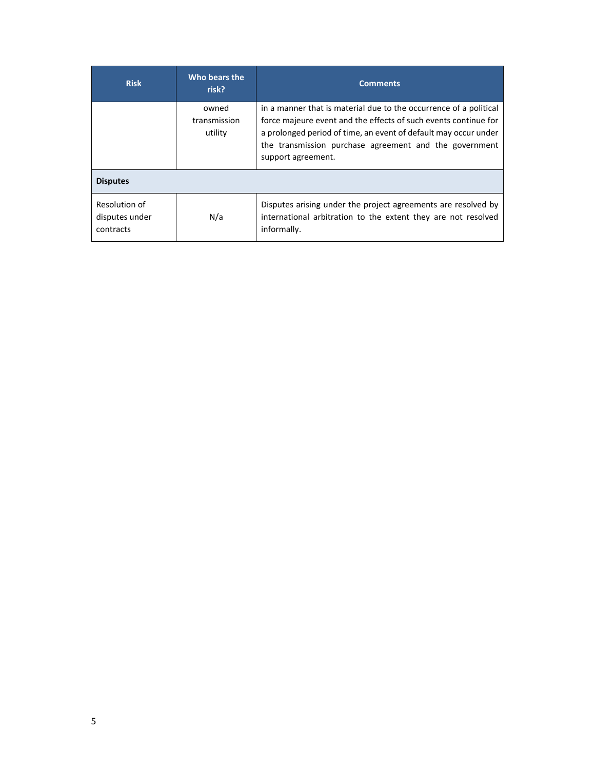| Risk | Who bears the risk? | Comments |
| --- | --- | --- |
| | owned transmission utility | in a manner that is material due to the occurrence of a political force majeure event and the effects of such events continue for a prolonged period of time, an event of default may occur under the transmission purchase agreement and the government support agreement. |
| **Disputes** | | |
| Resolution of disputes under contracts | N/a | Disputes arising under the project agreements are resolved by international arbitration to the extent they are not resolved informally. |